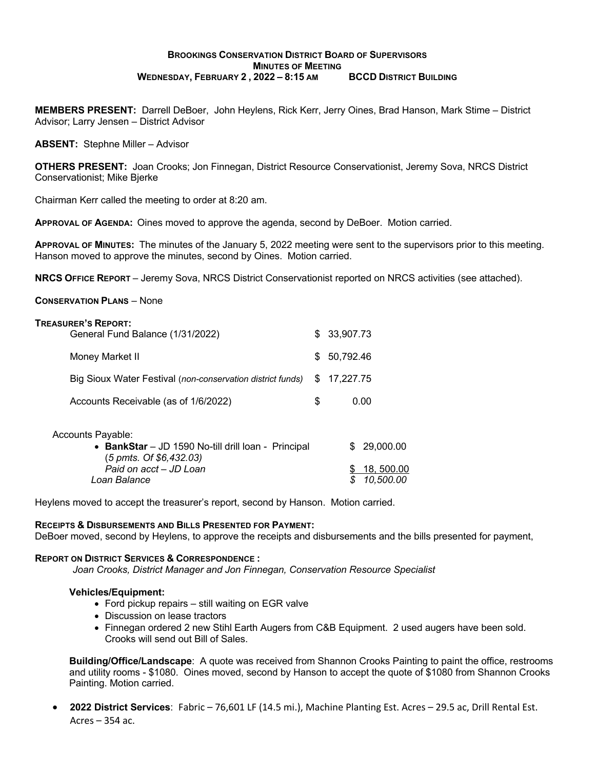# Brookings Conservation District Board of Supervisors
## Minutes of Meeting
**Wednesday, February 2 , 2022 – 8:15 am BCCD District Building**

**MEMBERS PRESENT:** Darrell DeBoer, John Heylens, Rick Kerr, Jerry Oines, Brad Hanson, Mark Stime – District Advisor; Larry Jensen – District Advisor

**ABSENT:** Stephne Miller – Advisor

**OTHERS PRESENT:** Joan Crooks; Jon Finnegan, District Resource Conservationist, Jeremy Sova, NRCS District Conservationist; Mike Bjerke

Chairman Kerr called the meeting to order at 8:20 am.

**APPROVAL OF AGENDA:** Oines moved to approve the agenda, second by DeBoer. Motion carried.

**APPROVAL OF MINUTES:** The minutes of the January 5, 2022 meeting were sent to the supervisors prior to this meeting. Hanson moved to approve the minutes, second by Oines. Motion carried.

**NRCS OFFICE REPORT** – Jeremy Sova, NRCS District Conservationist reported on NRCS activities (see attached).

**CONSERVATION PLANS** – None

**TREASURER'S REPORT:**

| | |
|---|---|
| General Fund Balance (1/31/2022) | $ 33,907.73 |
| Money Market II | $ 50,792.46 |
| Big Sioux Water Festival (*non-conservation district funds*) | $ 17,227.75 |
| Accounts Receivable (as of 1/6/2022) | $ 0.00 |

Accounts Payable:

| | |
|---|---|
| • **BankStar** – JD 1590 No-till drill loan - Principal (*5 pmts. Of $6,432.03)* | $ 29,000.00 |
| *Paid on acct – JD Loan* | $ 18, 500.00 |
| *Loan Balance* | *$ 10,500.00* |

Heylens moved to accept the treasurer's report, second by Hanson. Motion carried.

**RECEIPTS & DISBURSEMENTS AND BILLS PRESENTED FOR PAYMENT:**
DeBoer moved, second by Heylens, to approve the receipts and disbursements and the bills presented for payment,

**REPORT ON DISTRICT SERVICES & CORRESPONDENCE :**

*Joan Crooks, District Manager and Jon Finnegan, Conservation Resource Specialist*

**Vehicles/Equipment:**

- Ford pickup repairs – still waiting on EGR valve
- Discussion on lease tractors
- Finnegan ordered 2 new Stihl Earth Augers from C&B Equipment. 2 used augers have been sold. Crooks will send out Bill of Sales.

**Building/Office/Landscape**: A quote was received from Shannon Crooks Painting to paint the office, restrooms and utility rooms - $1080. Oines moved, second by Hanson to accept the quote of $1080 from Shannon Crooks Painting. Motion carried.

- **2022 District Services**: Fabric – 76,601 LF (14.5 mi.), Machine Planting Est. Acres – 29.5 ac, Drill Rental Est. Acres – 354 ac.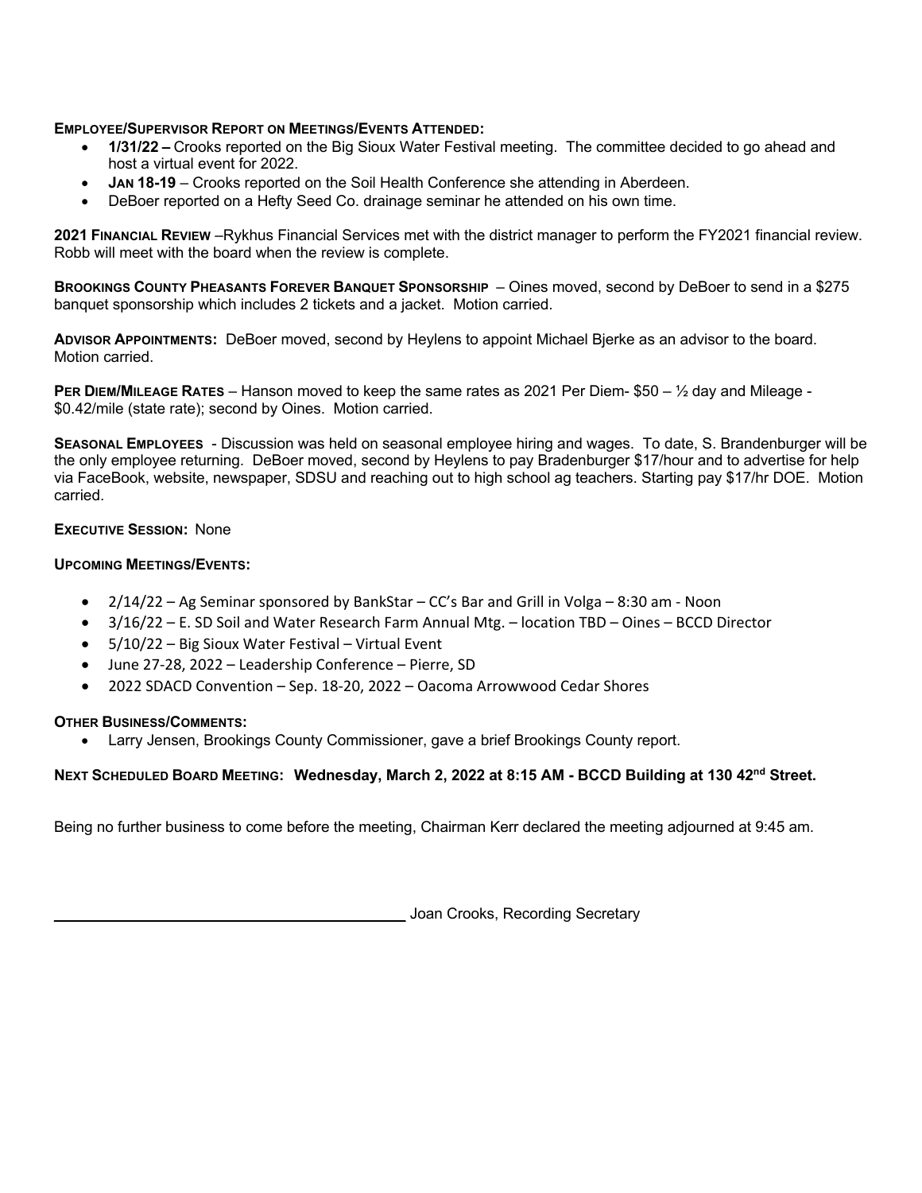**Employee/Supervisor Report on Meetings/Events Attended:**

- **1/31/22 –** Crooks reported on the Big Sioux Water Festival meeting. The committee decided to go ahead and host a virtual event for 2022.
- **Jan 18-19** – Crooks reported on the Soil Health Conference she attending in Aberdeen.
- DeBoer reported on a Hefty Seed Co. drainage seminar he attended on his own time.

**2021 Financial Review** –Rykhus Financial Services met with the district manager to perform the FY2021 financial review. Robb will meet with the board when the review is complete.

**Brookings County Pheasants Forever Banquet Sponsorship** – Oines moved, second by DeBoer to send in a $275 banquet sponsorship which includes 2 tickets and a jacket. Motion carried.

**Advisor Appointments:** DeBoer moved, second by Heylens to appoint Michael Bjerke as an advisor to the board. Motion carried.

**Per Diem/Mileage Rates** – Hanson moved to keep the same rates as 2021 Per Diem- $50 – ½ day and Mileage - $0.42/mile (state rate); second by Oines. Motion carried.

**Seasonal Employees** - Discussion was held on seasonal employee hiring and wages. To date, S. Brandenburger will be the only employee returning. DeBoer moved, second by Heylens to pay Bradenburger $17/hour and to advertise for help via FaceBook, website, newspaper, SDSU and reaching out to high school ag teachers. Starting pay $17/hr DOE. Motion carried.

**Executive Session:** None

**Upcoming Meetings/Events:**

- 2/14/22 – Ag Seminar sponsored by BankStar – CC's Bar and Grill in Volga – 8:30 am - Noon
- 3/16/22 – E. SD Soil and Water Research Farm Annual Mtg. – location TBD – Oines – BCCD Director
- 5/10/22 – Big Sioux Water Festival – Virtual Event
- June 27-28, 2022 – Leadership Conference – Pierre, SD
- 2022 SDACD Convention – Sep. 18-20, 2022 – Oacoma Arrowwood Cedar Shores

**Other Business/Comments:**

- Larry Jensen, Brookings County Commissioner, gave a brief Brookings County report.

**Next Scheduled Board Meeting: Wednesday, March 2, 2022 at 8:15 AM - BCCD Building at 130 42nd Street.**

Being no further business to come before the meeting, Chairman Kerr declared the meeting adjourned at 9:45 am.

\_\_\_\_\_\_\_\_\_\_\_\_\_\_\_\_\_\_\_\_\_\_\_\_\_\_\_\_\_\_\_\_\_\_\_\_\_\_\_\_ Joan Crooks, Recording Secretary